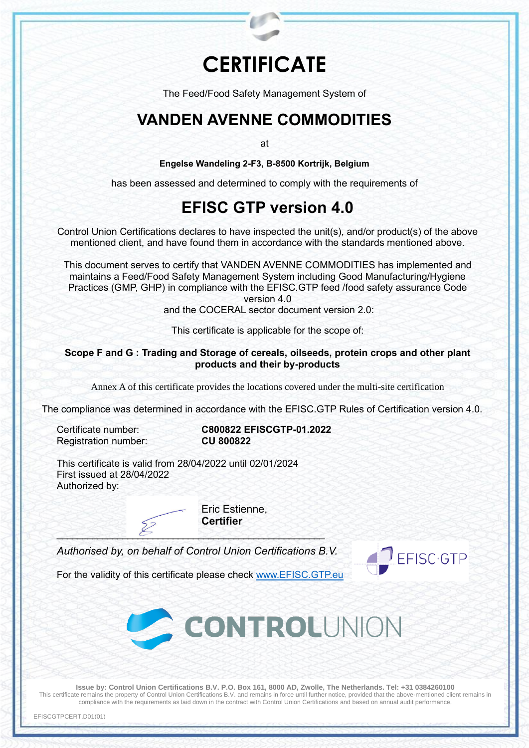# CERTIFICATE

The Feed/Food Safety Management System of

## VANDEN AVENNE COMMODITIES

at

**Engelse Wandeling 2-F3, B-8500 Kortrijk, Belgium**

has been assessed and determined to comply with the requirements of

## EFISC GTP version 4.0

Control Union Certifications declares to have inspected the unit(s), and/or product(s) of the above mentioned client, and have found them in accordance with the standards mentioned above.

This document serves to certify that VANDEN AVENNE COMMODITIES has implemented and maintains a Feed/Food Safety Management System including Good Manufacturing/Hygiene Practices (GMP, GHP) in compliance with the EFISC.GTP feed /food safety assurance Code version 4.0
and the COCERAL sector document version 2.0:

This certificate is applicable for the scope of:

**Scope F and G : Trading and Storage of cereals, oilseeds, protein crops and other plant products and their by-products**

Annex A of this certificate provides the locations covered under the multi-site certification

The compliance was determined in accordance with the EFISC.GTP Rules of Certification version 4.0.

Certificate number: **C800822 EFISCGTP-01.2022**
Registration number: **CU 800822**

This certificate is valid from 28/04/2022 until 02/01/2024
First issued at 28/04/2022
Authorized by:

Eric Estienne,
**Certifier**

*Authorised by, on behalf of Control Union Certifications B.V.*

For the validity of this certificate please check www.EFISC.GTP.eu

EFISC·GTP

CONTROLUNION

**Issue by: Control Union Certifications B.V. P.O. Box 161, 8000 AD, Zwolle, The Netherlands. Tel: +31 0384260100**
This certificate remains the property of Control Union Certifications B.V. and remains in force until further notice, provided that the above-mentioned client remains in compliance with the requirements as laid down in the contract with Control Union Certifications and based on annual audit performance,

EFISCGTPCERT.D01(01)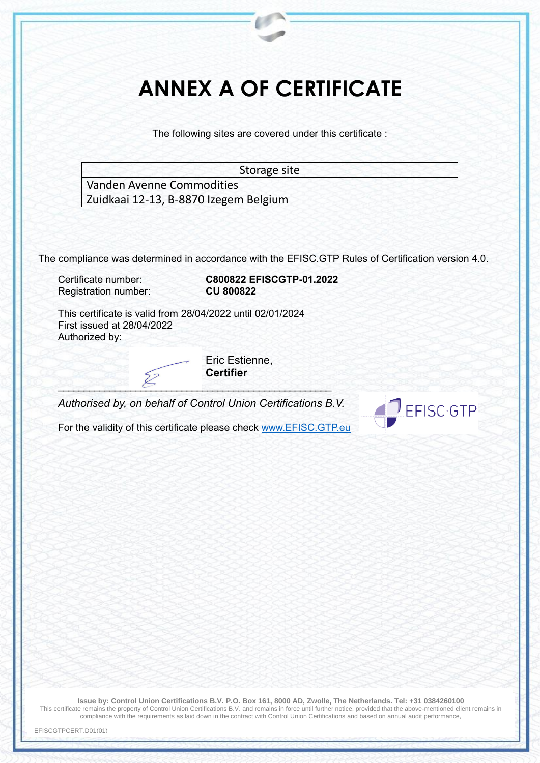# ANNEX A OF CERTIFICATE

The following sites are covered under this certificate :

| Storage site |
| --- |
| Vanden Avenne Commodities<br>Zuidkaai 12-13, B-8870 Izegem Belgium |

The compliance was determined in accordance with the EFISC.GTP Rules of Certification version 4.0.

Certificate number: **C800822 EFISCGTP-01.2022**
Registration number: **CU 800822**

This certificate is valid from 28/04/2022 until 02/01/2024
First issued at 28/04/2022
Authorized by:

Eric Estienne,
**Certifier**

*Authorised by, on behalf of Control Union Certifications B.V.*

For the validity of this certificate please check www.EFISC.GTP.eu

EFISC·GTP

**Issue by: Control Union Certifications B.V. P.O. Box 161, 8000 AD, Zwolle, The Netherlands. Tel: +31 0384260100**
This certificate remains the property of Control Union Certifications B.V. and remains in force until further notice, provided that the above-mentioned client remains in compliance with the requirements as laid down in the contract with Control Union Certifications and based on annual audit performance,

EFISCGTPCERT.D01(01)